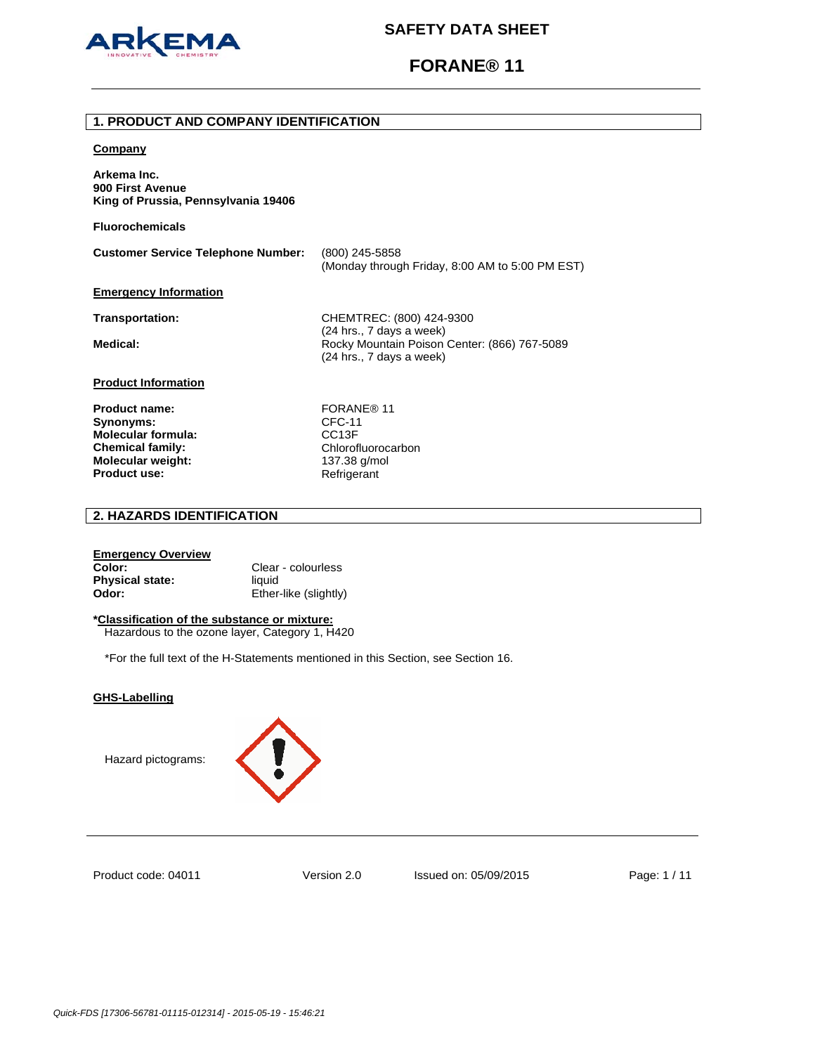# SAFETY DATA SHEET

# FORANE® 11

## 1. PRODUCT AND COMPANY IDENTIFICATION

**Company**

**Arkema Inc.**
**900 First Avenue**
**King of Prussia, Pennsylvania 19406**

**Fluorochemicals**

| | |
|---|---|
| **Customer Service Telephone Number:** | (800) 245-5858<br>(Monday through Friday, 8:00 AM to 5:00 PM EST) |

**Emergency Information**

| | |
|---|---|
| **Transportation:** | CHEMTREC: (800) 424-9300<br>(24 hrs., 7 days a week) |
| **Medical:** | Rocky Mountain Poison Center: (866) 767-5089<br>(24 hrs., 7 days a week) |

**Product Information**

| | |
|---|---|
| **Product name:** | FORANE® 11 |
| **Synonyms:** | CFC-11 |
| **Molecular formula:** | $CCl_3F$ |
| **Chemical family:** | Chlorofluorocarbon |
| **Molecular weight:** | 137.38 g/mol |
| **Product use:** | Refrigerant |

## 2. HAZARDS IDENTIFICATION

**Emergency Overview**

| | |
|---|---|
| **Color:** | Clear - colourless |
| **Physical state:** | liquid |
| **Odor:** | Ether-like (slightly) |

***Classification of the substance or mixture:**
Hazardous to the ozone layer, Category 1, H420

*For the full text of the H-Statements mentioned in this Section, see Section 16.

**GHS-Labelling**

Hazard pictograms:

Product code: 04011 Version 2.0 Issued on: 05/09/2015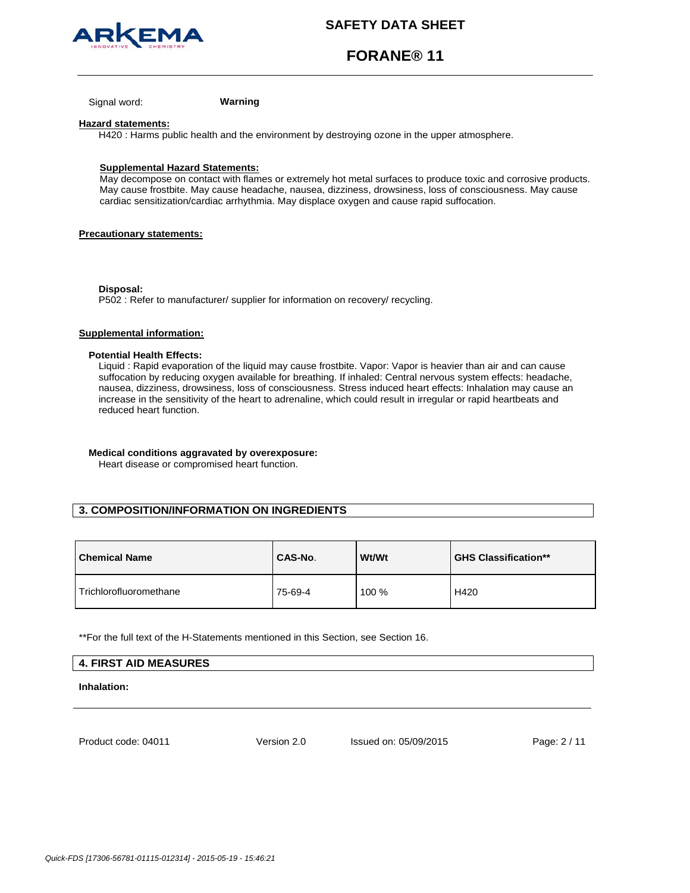Signal word: **Warning**

**Hazard statements:**

H420 : Harms public health and the environment by destroying ozone in the upper atmosphere.

**Supplemental Hazard Statements:**

May decompose on contact with flames or extremely hot metal surfaces to produce toxic and corrosive products. May cause frostbite. May cause headache, nausea, dizziness, drowsiness, loss of consciousness. May cause cardiac sensitization/cardiac arrhythmia. May displace oxygen and cause rapid suffocation.

**Precautionary statements:**

**Disposal:**

P502 : Refer to manufacturer/ supplier for information on recovery/ recycling.

**Supplemental information:**

**Potential Health Effects:**

Liquid : Rapid evaporation of the liquid may cause frostbite. Vapor: Vapor is heavier than air and can cause suffocation by reducing oxygen available for breathing. If inhaled: Central nervous system effects: headache, nausea, dizziness, drowsiness, loss of consciousness. Stress induced heart effects: Inhalation may cause an increase in the sensitivity of the heart to adrenaline, which could result in irregular or rapid heartbeats and reduced heart function.

**Medical conditions aggravated by overexposure:**

Heart disease or compromised heart function.

## 3. COMPOSITION/INFORMATION ON INGREDIENTS

| Chemical Name | CAS-No. | Wt/Wt | GHS Classification** |
|---|---|---|---|
| Trichlorofluoromethane | 75-69-4 | 100 % | H420 |

**For the full text of the H-Statements mentioned in this Section, see Section 16.

## 4. FIRST AID MEASURES

**Inhalation:**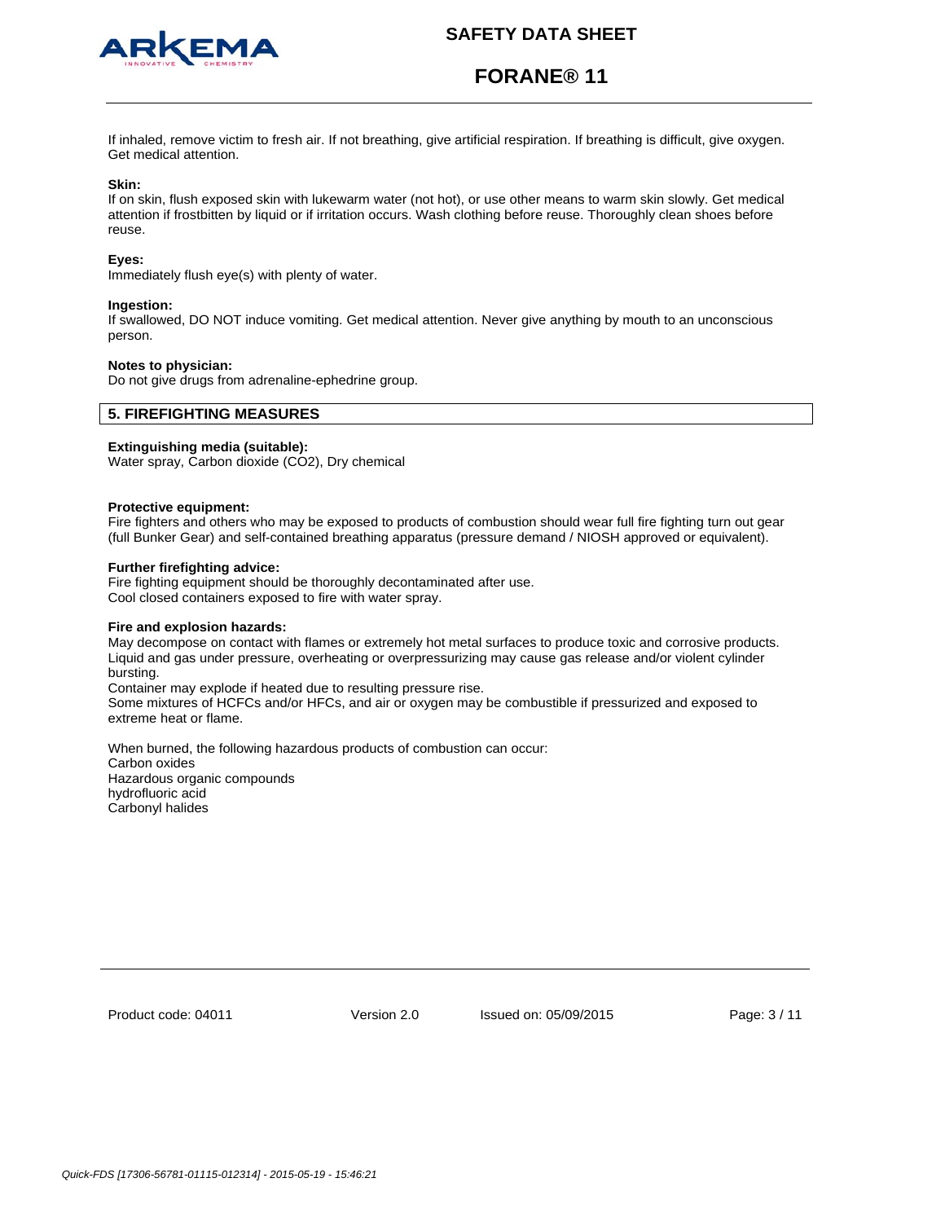If inhaled, remove victim to fresh air. If not breathing, give artificial respiration. If breathing is difficult, give oxygen. Get medical attention.

**Skin:**
If on skin, flush exposed skin with lukewarm water (not hot), or use other means to warm skin slowly. Get medical attention if frostbitten by liquid or if irritation occurs. Wash clothing before reuse. Thoroughly clean shoes before reuse.

**Eyes:**
Immediately flush eye(s) with plenty of water.

**Ingestion:**
If swallowed, DO NOT induce vomiting. Get medical attention. Never give anything by mouth to an unconscious person.

**Notes to physician:**
Do not give drugs from adrenaline-ephedrine group.

## 5. FIREFIGHTING MEASURES

**Extinguishing media (suitable):**
Water spray, Carbon dioxide ($CO_2$), Dry chemical

**Protective equipment:**
Fire fighters and others who may be exposed to products of combustion should wear full fire fighting turn out gear (full Bunker Gear) and self-contained breathing apparatus (pressure demand / NIOSH approved or equivalent).

**Further firefighting advice:**
Fire fighting equipment should be thoroughly decontaminated after use.
Cool closed containers exposed to fire with water spray.

**Fire and explosion hazards:**
May decompose on contact with flames or extremely hot metal surfaces to produce toxic and corrosive products.
Liquid and gas under pressure, overheating or overpressurizing may cause gas release and/or violent cylinder bursting.
Container may explode if heated due to resulting pressure rise.
Some mixtures of HCFCs and/or HFCs, and air or oxygen may be combustible if pressurized and exposed to extreme heat or flame.

When burned, the following hazardous products of combustion can occur:
Carbon oxides
Hazardous organic compounds
hydrofluoric acid
Carbonyl halides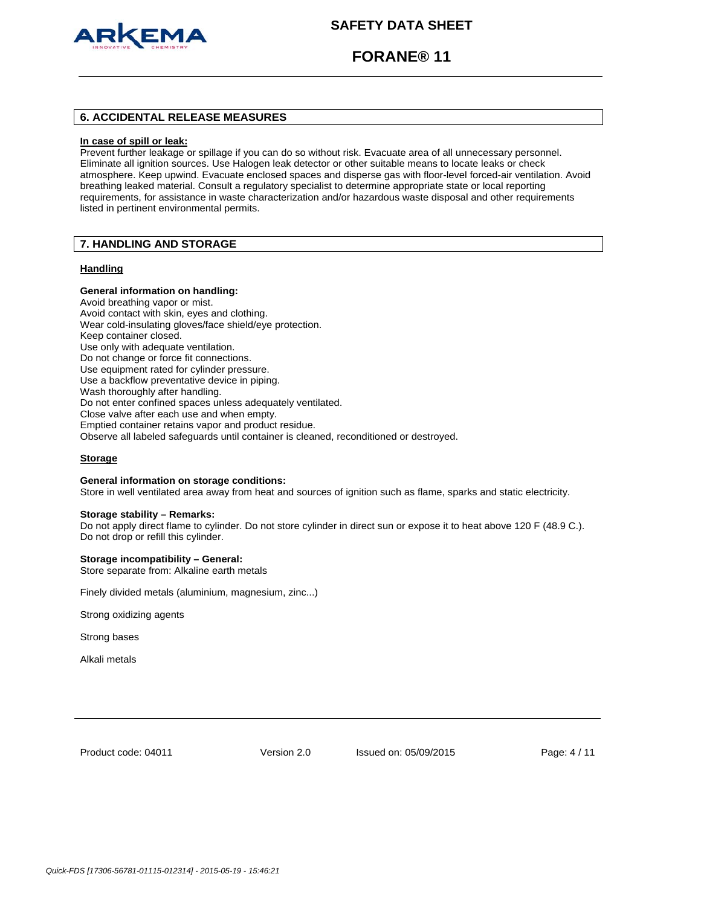## 6. ACCIDENTAL RELEASE MEASURES

**In case of spill or leak:**

Prevent further leakage or spillage if you can do so without risk. Evacuate area of all unnecessary personnel. Eliminate all ignition sources. Use Halogen leak detector or other suitable means to locate leaks or check atmosphere. Keep upwind. Evacuate enclosed spaces and disperse gas with floor-level forced-air ventilation. Avoid breathing leaked material. Consult a regulatory specialist to determine appropriate state or local reporting requirements, for assistance in waste characterization and/or hazardous waste disposal and other requirements listed in pertinent environmental permits.

## 7. HANDLING AND STORAGE

### Handling

**General information on handling:**

Avoid breathing vapor or mist.
Avoid contact with skin, eyes and clothing.
Wear cold-insulating gloves/face shield/eye protection.
Keep container closed.
Use only with adequate ventilation.
Do not change or force fit connections.
Use equipment rated for cylinder pressure.
Use a backflow preventative device in piping.
Wash thoroughly after handling.
Do not enter confined spaces unless adequately ventilated.
Close valve after each use and when empty.
Emptied container retains vapor and product residue.
Observe all labeled safeguards until container is cleaned, reconditioned or destroyed.

### Storage

**General information on storage conditions:**

Store in well ventilated area away from heat and sources of ignition such as flame, sparks and static electricity.

**Storage stability – Remarks:**

Do not apply direct flame to cylinder. Do not store cylinder in direct sun or expose it to heat above 120 F (48.9 C.). Do not drop or refill this cylinder.

**Storage incompatibility – General:**

Store separate from: Alkaline earth metals

Finely divided metals (aluminium, magnesium, zinc...)

Strong oxidizing agents

Strong bases

Alkali metals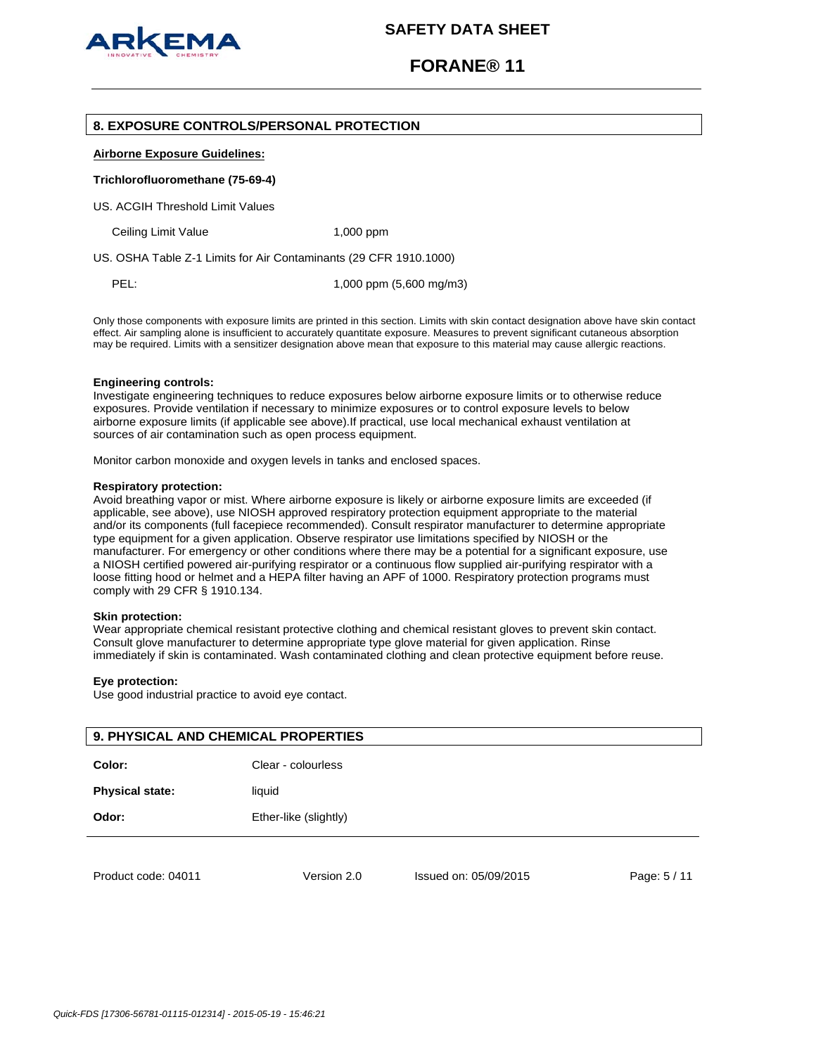## 8. EXPOSURE CONTROLS/PERSONAL PROTECTION

**Airborne Exposure Guidelines:**

**Trichlorofluoromethane (75-69-4)**

US. ACGIH Threshold Limit Values

| | |
|---|---|
| Ceiling Limit Value | 1,000 ppm |

US. OSHA Table Z-1 Limits for Air Contaminants (29 CFR 1910.1000)

| | |
|---|---|
| PEL: | 1,000 ppm (5,600 mg/m3) |

Only those components with exposure limits are printed in this section. Limits with skin contact designation above have skin contact effect. Air sampling alone is insufficient to accurately quantitate exposure. Measures to prevent significant cutaneous absorption may be required. Limits with a sensitizer designation above mean that exposure to this material may cause allergic reactions.

**Engineering controls:**
Investigate engineering techniques to reduce exposures below airborne exposure limits or to otherwise reduce exposures. Provide ventilation if necessary to minimize exposures or to control exposure levels to below airborne exposure limits (if applicable see above).If practical, use local mechanical exhaust ventilation at sources of air contamination such as open process equipment.

Monitor carbon monoxide and oxygen levels in tanks and enclosed spaces.

**Respiratory protection:**
Avoid breathing vapor or mist. Where airborne exposure is likely or airborne exposure limits are exceeded (if applicable, see above), use NIOSH approved respiratory protection equipment appropriate to the material and/or its components (full facepiece recommended). Consult respirator manufacturer to determine appropriate type equipment for a given application. Observe respirator use limitations specified by NIOSH or the manufacturer. For emergency or other conditions where there may be a potential for a significant exposure, use a NIOSH certified powered air-purifying respirator or a continuous flow supplied air-purifying respirator with a loose fitting hood or helmet and a HEPA filter having an APF of 1000. Respiratory protection programs must comply with 29 CFR § 1910.134.

**Skin protection:**
Wear appropriate chemical resistant protective clothing and chemical resistant gloves to prevent skin contact. Consult glove manufacturer to determine appropriate type glove material for given application. Rinse immediately if skin is contaminated. Wash contaminated clothing and clean protective equipment before reuse.

**Eye protection:**
Use good industrial practice to avoid eye contact.

## 9. PHYSICAL AND CHEMICAL PROPERTIES

| | |
|---|---|
| **Color:** | Clear - colourless |
| **Physical state:** | liquid |
| **Odor:** | Ether-like (slightly) |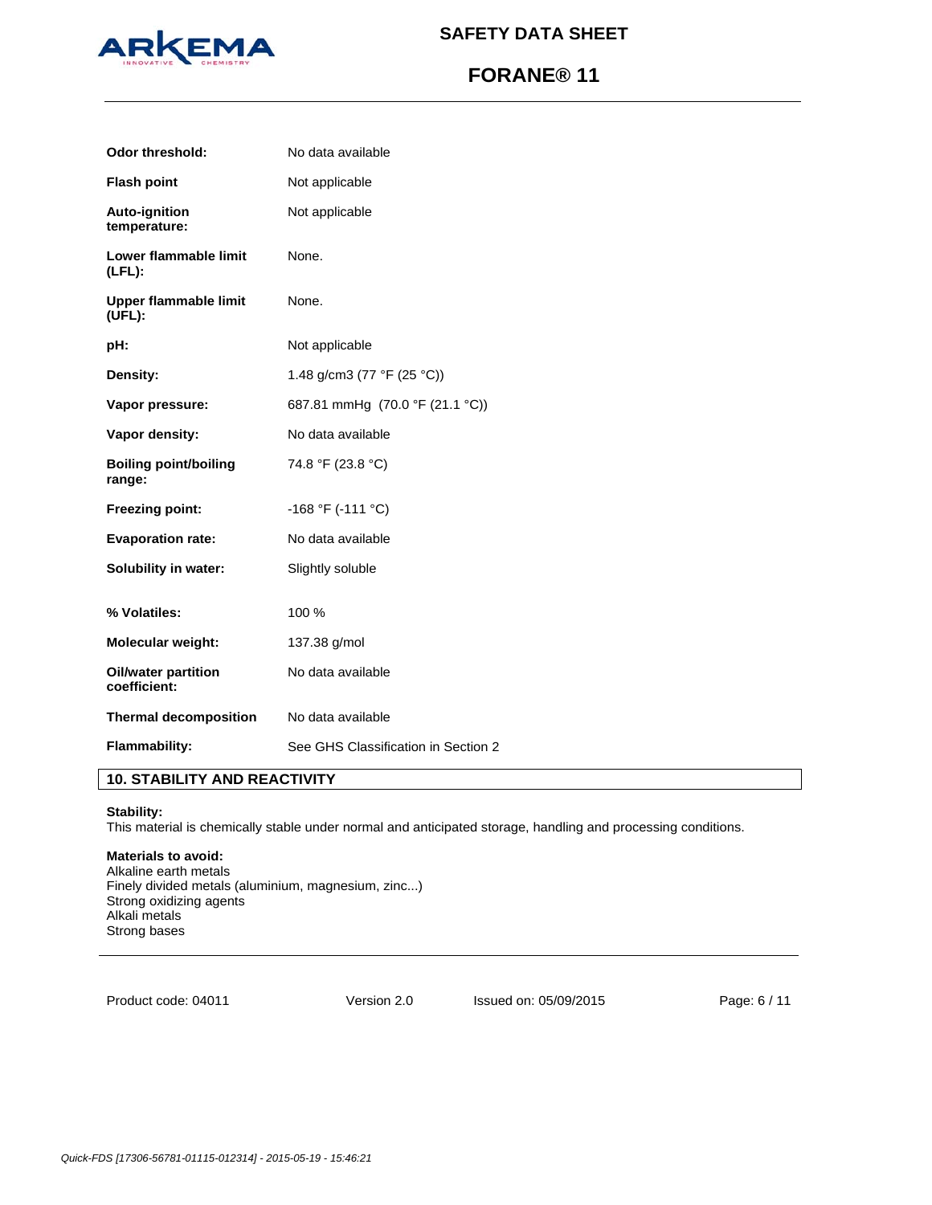| | |
|---|---|
| **Odor threshold:** | No data available |
| **Flash point** | Not applicable |
| **Auto-ignition temperature:** | Not applicable |
| **Lower flammable limit (LFL):** | None. |
| **Upper flammable limit (UFL):** | None. |
| **pH:** | Not applicable |
| **Density:** | 1.48 g/cm3 (77 °F (25 °C)) |
| **Vapor pressure:** | 687.81 mmHg (70.0 °F (21.1 °C)) |
| **Vapor density:** | No data available |
| **Boiling point/boiling range:** | 74.8 °F (23.8 °C) |
| **Freezing point:** | -168 °F (-111 °C) |
| **Evaporation rate:** | No data available |
| **Solubility in water:** | Slightly soluble |
| **% Volatiles:** | 100 % |
| **Molecular weight:** | 137.38 g/mol |
| **Oil/water partition coefficient:** | No data available |
| **Thermal decomposition** | No data available |
| **Flammability:** | See GHS Classification in Section 2 |

## 10. STABILITY AND REACTIVITY

**Stability:**
This material is chemically stable under normal and anticipated storage, handling and processing conditions.

**Materials to avoid:**
Alkaline earth metals
Finely divided metals (aluminium, magnesium, zinc...)
Strong oxidizing agents
Alkali metals
Strong bases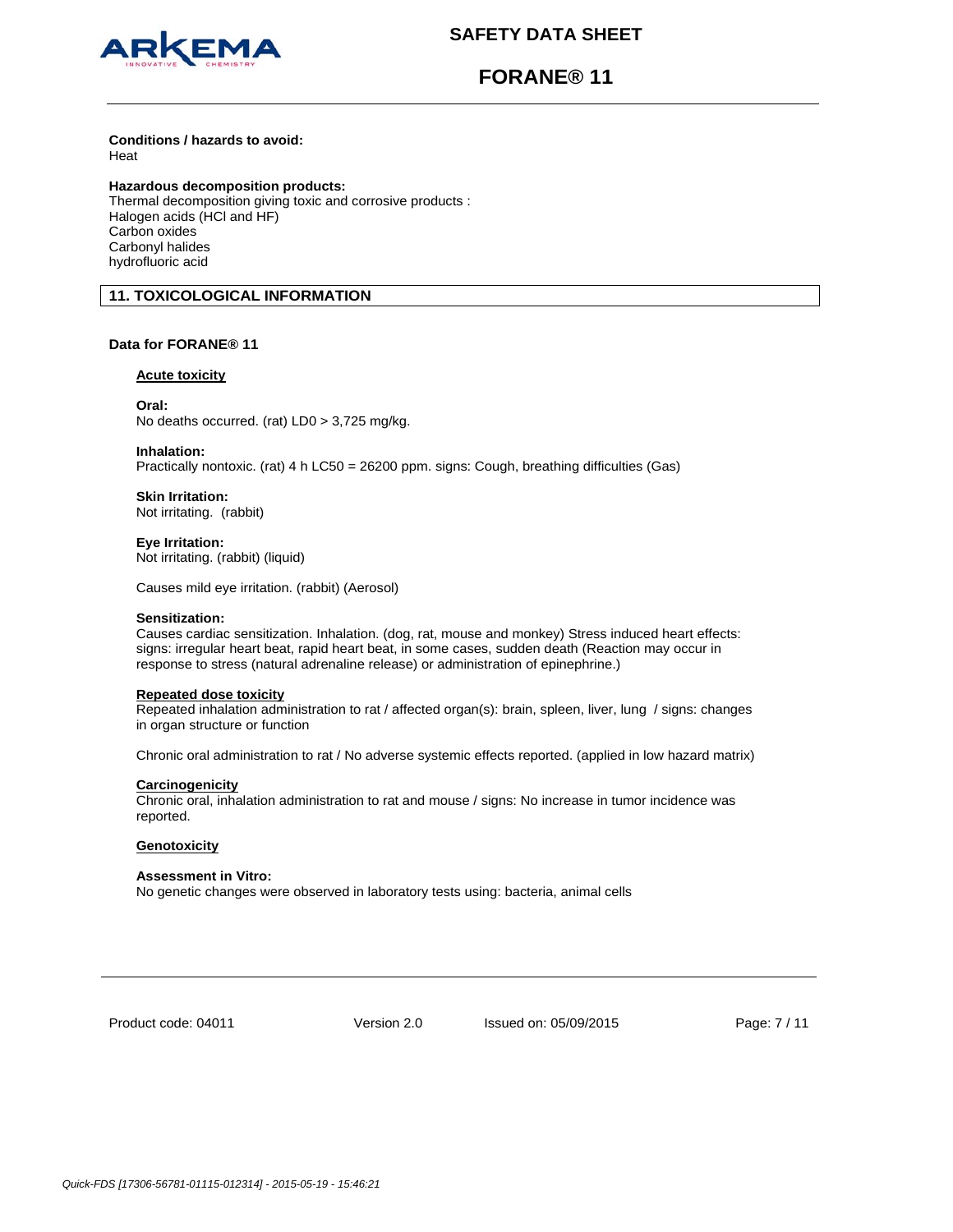**Conditions / hazards to avoid:**
Heat

**Hazardous decomposition products:**
Thermal decomposition giving toxic and corrosive products :
Halogen acids (HCl and HF)
Carbon oxides
Carbonyl halides
hydrofluoric acid

## 11. TOXICOLOGICAL INFORMATION

**Data for FORANE® 11**

### Acute toxicity

**Oral:**
No deaths occurred. (rat) LD0 > 3,725 mg/kg.

**Inhalation:**
Practically nontoxic. (rat) 4 h LC50 = 26200 ppm. signs: Cough, breathing difficulties (Gas)

**Skin Irritation:**
Not irritating. (rabbit)

**Eye Irritation:**
Not irritating. (rabbit) (liquid)

Causes mild eye irritation. (rabbit) (Aerosol)

**Sensitization:**
Causes cardiac sensitization. Inhalation. (dog, rat, mouse and monkey) Stress induced heart effects: signs: irregular heart beat, rapid heart beat, in some cases, sudden death (Reaction may occur in response to stress (natural adrenaline release) or administration of epinephrine.)

### Repeated dose toxicity

Repeated inhalation administration to rat / affected organ(s): brain, spleen, liver, lung / signs: changes in organ structure or function

Chronic oral administration to rat / No adverse systemic effects reported. (applied in low hazard matrix)

### Carcinogenicity

Chronic oral, inhalation administration to rat and mouse / signs: No increase in tumor incidence was reported.

### Genotoxicity

**Assessment in Vitro:**
No genetic changes were observed in laboratory tests using: bacteria, animal cells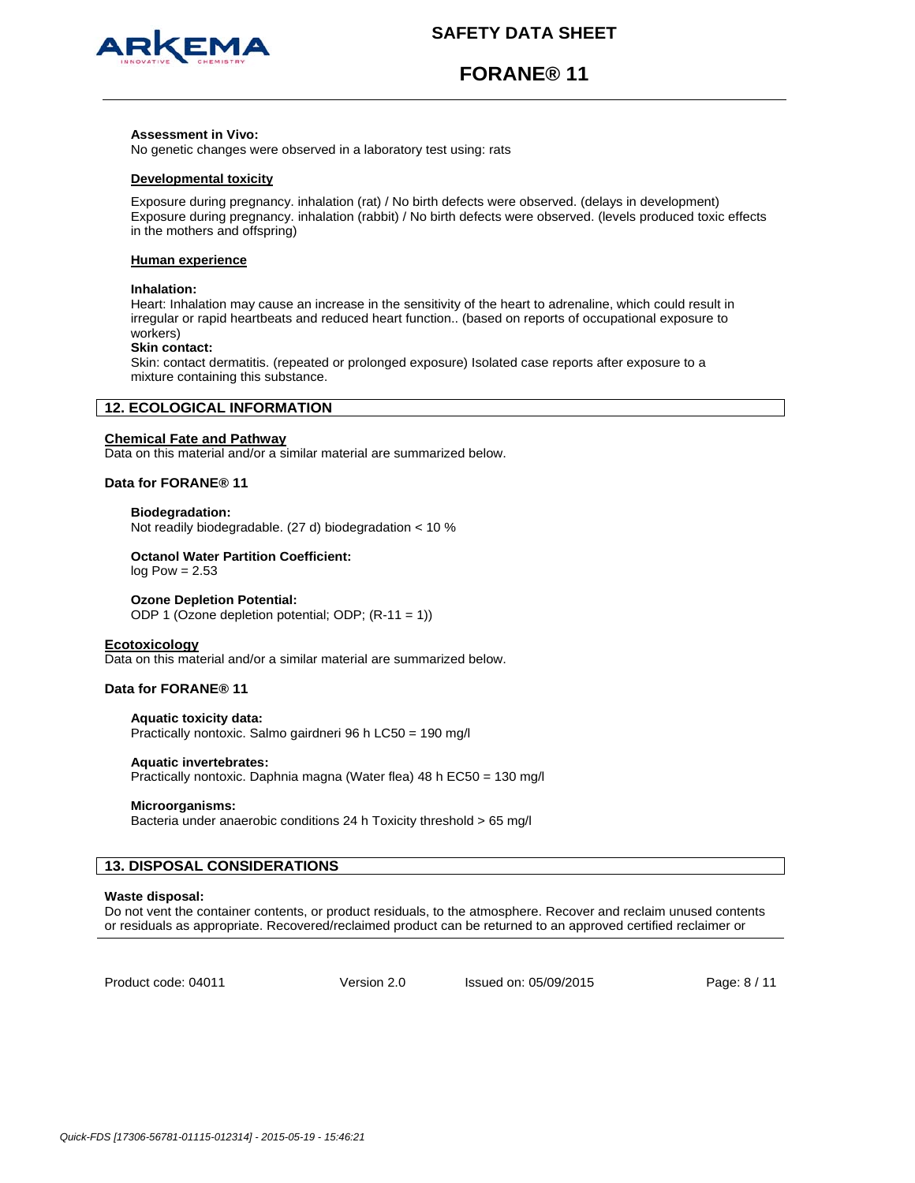**Assessment in Vivo:**
No genetic changes were observed in a laboratory test using: rats

**Developmental toxicity**

Exposure during pregnancy. inhalation (rat) / No birth defects were observed. (delays in development)
Exposure during pregnancy. inhalation (rabbit) / No birth defects were observed. (levels produced toxic effects in the mothers and offspring)

**Human experience**

**Inhalation:**
Heart: Inhalation may cause an increase in the sensitivity of the heart to adrenaline, which could result in irregular or rapid heartbeats and reduced heart function.. (based on reports of occupational exposure to workers)

**Skin contact:**
Skin: contact dermatitis. (repeated or prolonged exposure) Isolated case reports after exposure to a mixture containing this substance.

## 12. ECOLOGICAL INFORMATION

**Chemical Fate and Pathway**
Data on this material and/or a similar material are summarized below.

**Data for FORANE® 11**

**Biodegradation:**
Not readily biodegradable. (27 d) biodegradation < 10 %

**Octanol Water Partition Coefficient:**
log Pow = 2.53

**Ozone Depletion Potential:**
ODP 1 (Ozone depletion potential; ODP; (R-11 = 1))

**Ecotoxicology**
Data on this material and/or a similar material are summarized below.

**Data for FORANE® 11**

**Aquatic toxicity data:**
Practically nontoxic. Salmo gairdneri 96 h LC50 = 190 mg/l

**Aquatic invertebrates:**
Practically nontoxic. Daphnia magna (Water flea) 48 h EC50 = 130 mg/l

**Microorganisms:**
Bacteria under anaerobic conditions 24 h Toxicity threshold > 65 mg/l

## 13. DISPOSAL CONSIDERATIONS

**Waste disposal:**
Do not vent the container contents, or product residuals, to the atmosphere. Recover and reclaim unused contents or residuals as appropriate. Recovered/reclaimed product can be returned to an approved certified reclaimer or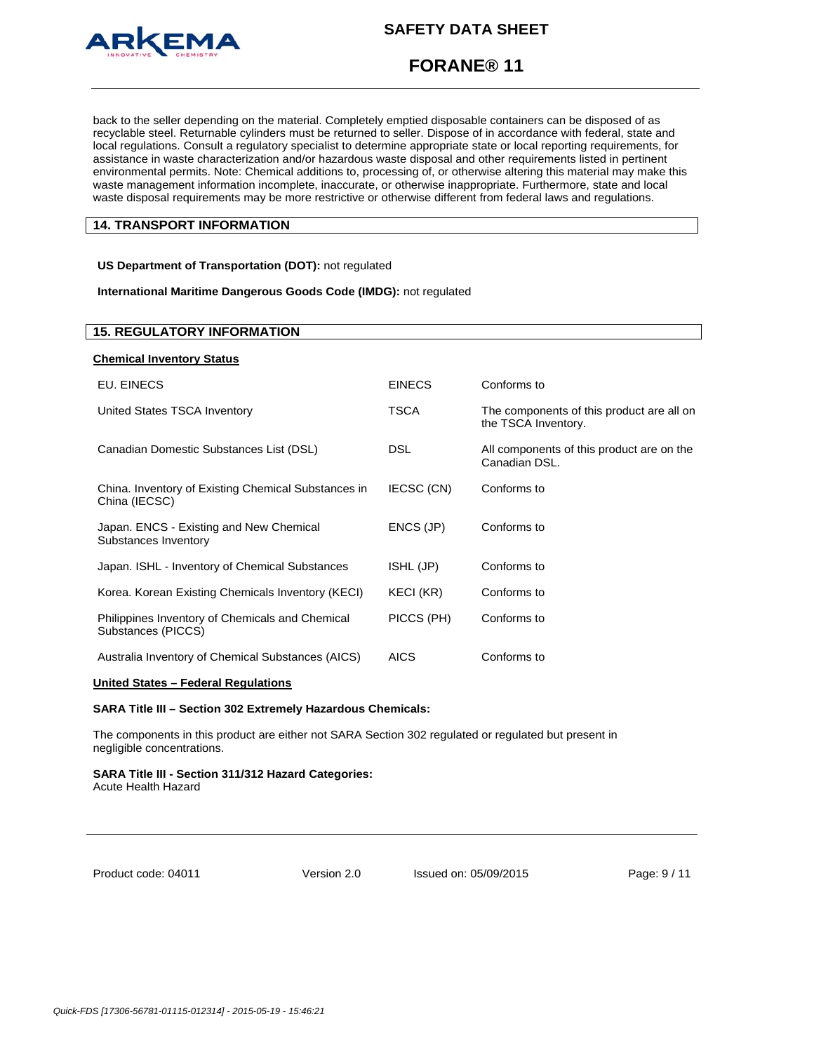back to the seller depending on the material. Completely emptied disposable containers can be disposed of as recyclable steel. Returnable cylinders must be returned to seller. Dispose of in accordance with federal, state and local regulations. Consult a regulatory specialist to determine appropriate state or local reporting requirements, for assistance in waste characterization and/or hazardous waste disposal and other requirements listed in pertinent environmental permits. Note: Chemical additions to, processing of, or otherwise altering this material may make this waste management information incomplete, inaccurate, or otherwise inappropriate. Furthermore, state and local waste disposal requirements may be more restrictive or otherwise different from federal laws and regulations.

## 14. TRANSPORT INFORMATION

**US Department of Transportation (DOT):** not regulated

**International Maritime Dangerous Goods Code (IMDG):** not regulated

## 15. REGULATORY INFORMATION

**Chemical Inventory Status**

| | | |
|---|---|---|
| EU. EINECS | EINECS | Conforms to |
| United States TSCA Inventory | TSCA | The components of this product are all on the TSCA Inventory. |
| Canadian Domestic Substances List (DSL) | DSL | All components of this product are on the Canadian DSL. |
| China. Inventory of Existing Chemical Substances in China (IECSC) | IECSC (CN) | Conforms to |
| Japan. ENCS - Existing and New Chemical Substances Inventory | ENCS (JP) | Conforms to |
| Japan. ISHL - Inventory of Chemical Substances | ISHL (JP) | Conforms to |
| Korea. Korean Existing Chemicals Inventory (KECI) | KECI (KR) | Conforms to |
| Philippines Inventory of Chemicals and Chemical Substances (PICCS) | PICCS (PH) | Conforms to |
| Australia Inventory of Chemical Substances (AICS) | AICS | Conforms to |

**United States – Federal Regulations**

**SARA Title III – Section 302 Extremely Hazardous Chemicals:**

The components in this product are either not SARA Section 302 regulated or regulated but present in negligible concentrations.

**SARA Title III - Section 311/312 Hazard Categories:**
Acute Health Hazard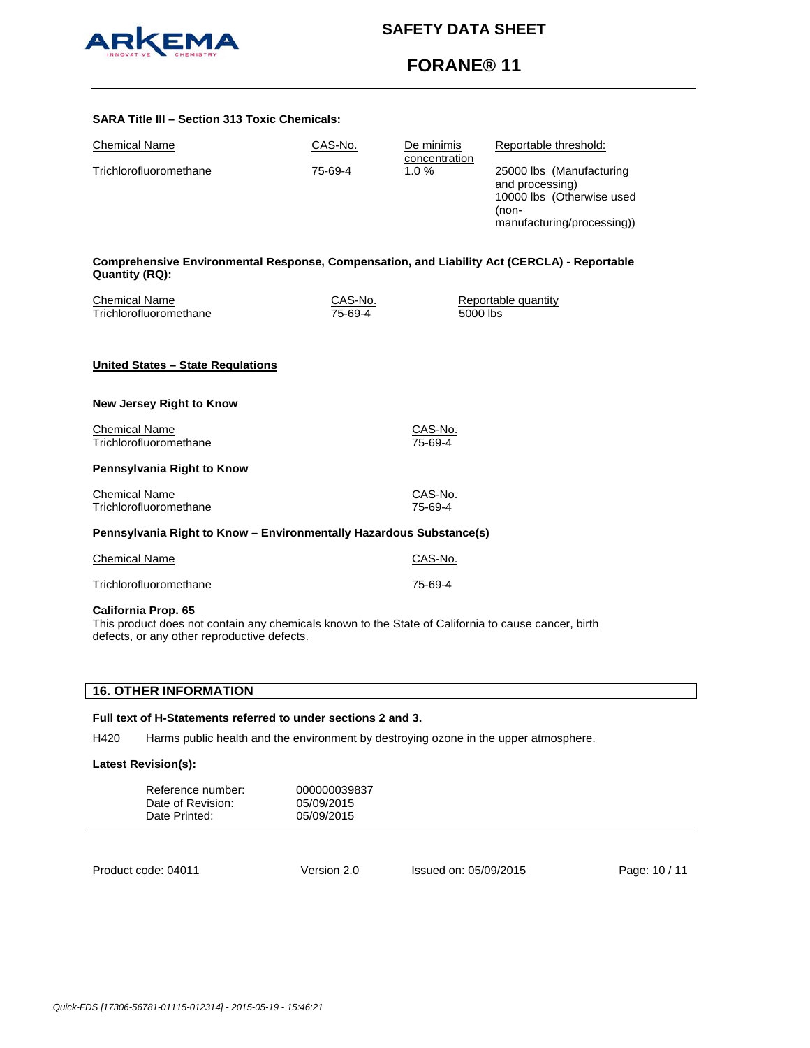**SARA Title III – Section 313 Toxic Chemicals:**

| Chemical Name | CAS-No. | De minimis concentration | Reportable threshold: |
|---|---|---|---|
| Trichlorofluoromethane | 75-69-4 | 1.0 % | 25000 lbs (Manufacturing and processing) 10000 lbs (Otherwise used (non-manufacturing/processing)) |

**Comprehensive Environmental Response, Compensation, and Liability Act (CERCLA) - Reportable Quantity (RQ):**

| Chemical Name | CAS-No. | Reportable quantity |
|---|---|---|
| Trichlorofluoromethane | 75-69-4 | 5000 lbs |

**United States – State Regulations**

**New Jersey Right to Know**

| Chemical Name | CAS-No. |
|---|---|
| Trichlorofluoromethane | 75-69-4 |

**Pennsylvania Right to Know**

| Chemical Name | CAS-No. |
|---|---|
| Trichlorofluoromethane | 75-69-4 |

**Pennsylvania Right to Know – Environmentally Hazardous Substance(s)**

| Chemical Name | CAS-No. |
|---|---|
| Trichlorofluoromethane | 75-69-4 |

**California Prop. 65**

This product does not contain any chemicals known to the State of California to cause cancer, birth defects, or any other reproductive defects.

## 16. OTHER INFORMATION

**Full text of H-Statements referred to under sections 2 and 3.**

H420 Harms public health and the environment by destroying ozone in the upper atmosphere.

**Latest Revision(s):**

| | |
|---|---|
| Reference number: | 000000039837 |
| Date of Revision: | 05/09/2015 |
| Date Printed: | 05/09/2015 |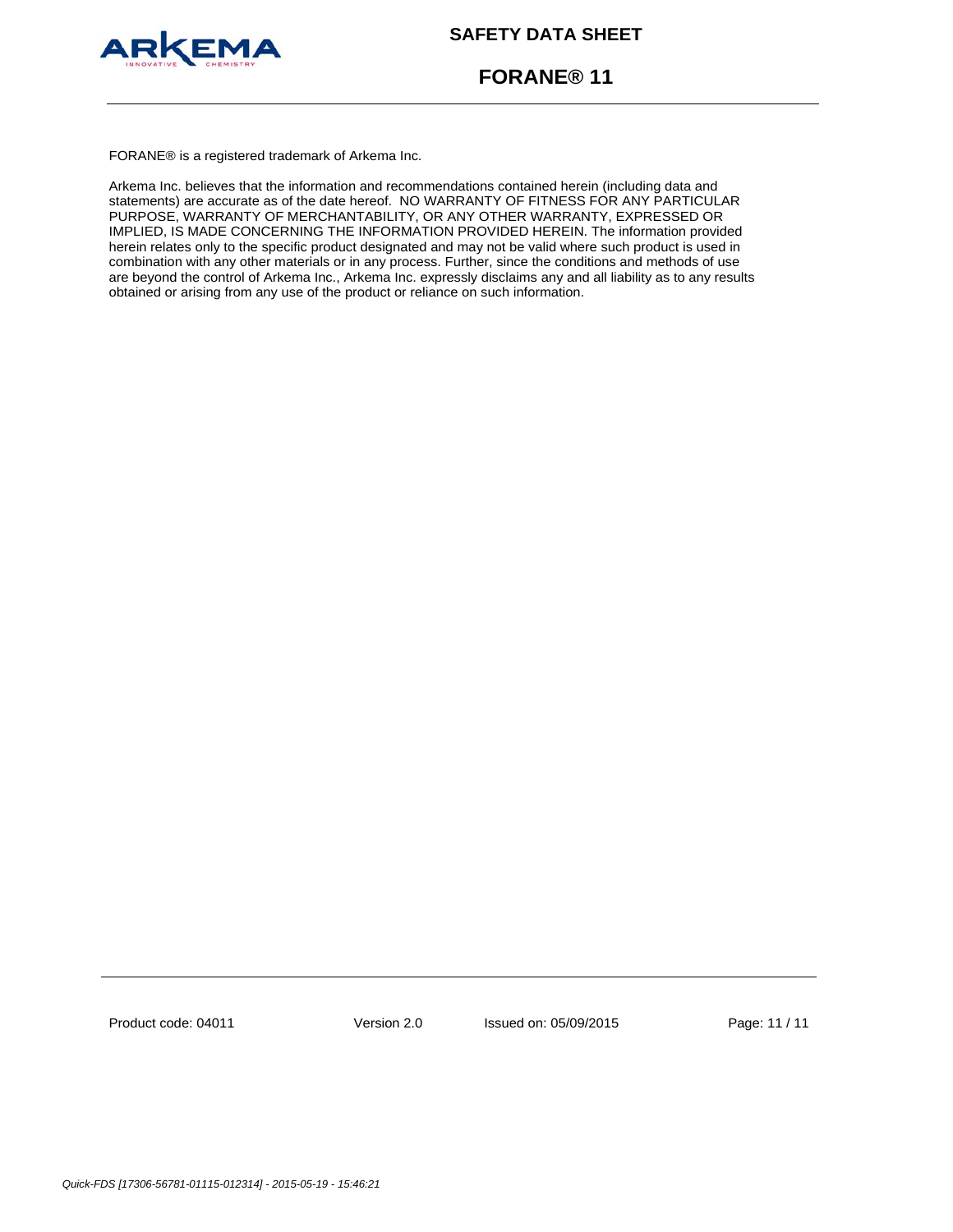FORANE® is a registered trademark of Arkema Inc.

Arkema Inc. believes that the information and recommendations contained herein (including data and statements) are accurate as of the date hereof. NO WARRANTY OF FITNESS FOR ANY PARTICULAR PURPOSE, WARRANTY OF MERCHANTABILITY, OR ANY OTHER WARRANTY, EXPRESSED OR IMPLIED, IS MADE CONCERNING THE INFORMATION PROVIDED HEREIN. The information provided herein relates only to the specific product designated and may not be valid where such product is used in combination with any other materials or in any process. Further, since the conditions and methods of use are beyond the control of Arkema Inc., Arkema Inc. expressly disclaims any and all liability as to any results obtained or arising from any use of the product or reliance on such information.